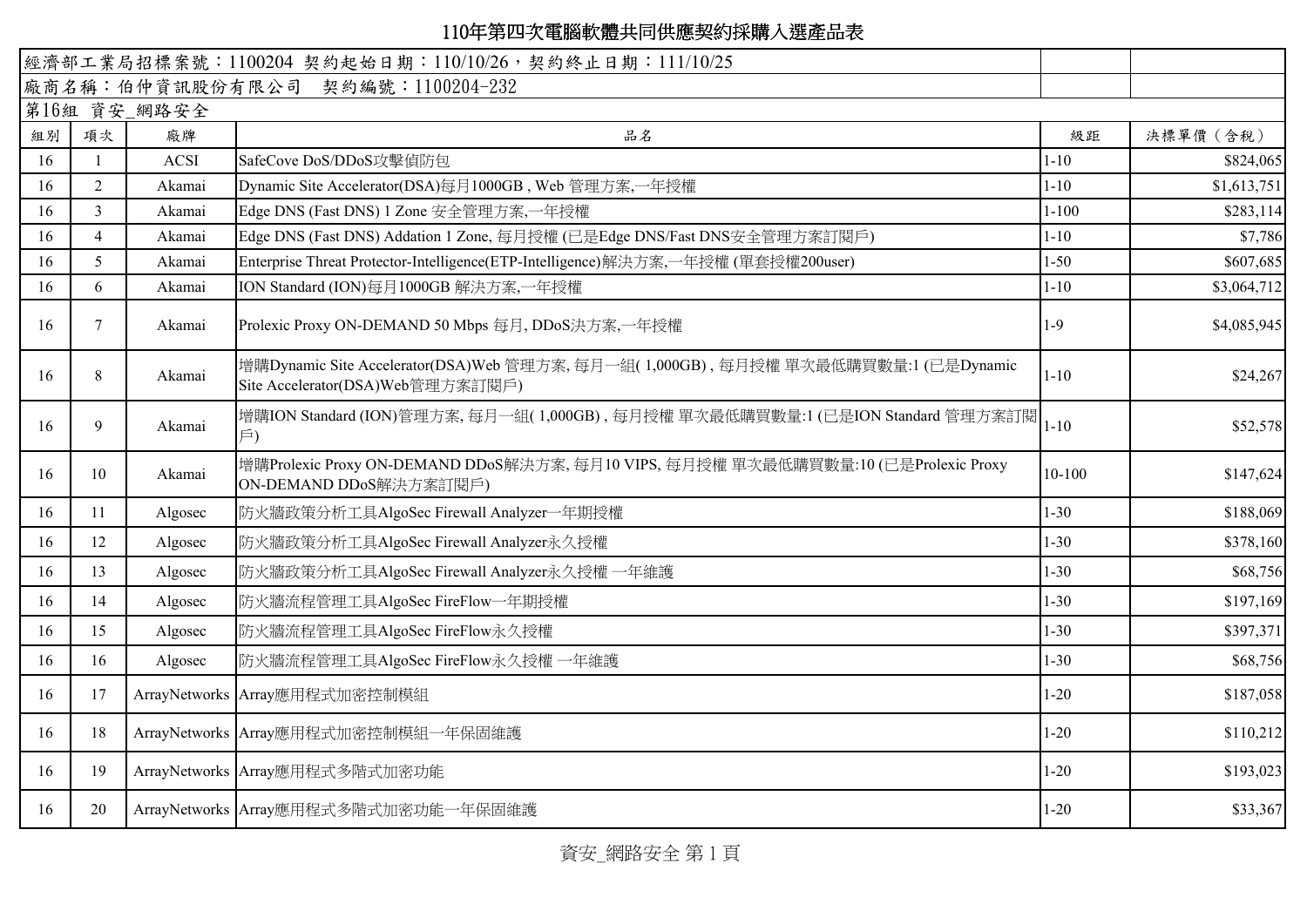# 110年第四次電腦軟體共同供應契約採購入選產品表

經濟部工業局招標案號：1100204 契約起始日期：110/10/26，契約終止日期：111/10/25

廠商名稱：伯仲資訊股份有限公司　契約編號：1100204-232

第16組 資安_網路安全

| 組別 | 項次 | 廠牌 | 品名 | 級距 | 決標單價（含稅） |
|---|---|---|---|---|---|
| 16 | 1 | ACSI | SafeCove DoS/DDoS攻擊偵防包 | 1-10 | $824,065 |
| 16 | 2 | Akamai | Dynamic Site Accelerator(DSA)每月1000GB , Web 管理方案,一年授權 | 1-10 | $1,613,751 |
| 16 | 3 | Akamai | Edge DNS (Fast DNS) 1 Zone 安全管理方案,一年授權 | 1-100 | $283,114 |
| 16 | 4 | Akamai | Edge DNS (Fast DNS) Addation 1 Zone, 每月授權 (已是Edge DNS/Fast DNS安全管理方案訂閱戶) | 1-10 | $7,786 |
| 16 | 5 | Akamai | Enterprise Threat Protector-Intelligence(ETP-Intelligence)解決方案,一年授權 (單套授權200user) | 1-50 | $607,685 |
| 16 | 6 | Akamai | ION Standard (ION)每月1000GB 解決方案,一年授權 | 1-10 | $3,064,712 |
| 16 | 7 | Akamai | Prolexic Proxy ON-DEMAND 50 Mbps 每月, DDoS決方案,一年授權 | 1-9 | $4,085,945 |
| 16 | 8 | Akamai | 增購Dynamic Site Accelerator(DSA)Web 管理方案, 每月一組( 1,000GB) , 每月授權 單次最低購買數量:1 (已是Dynamic Site Accelerator(DSA)Web管理方案訂閱戶) | 1-10 | $24,267 |
| 16 | 9 | Akamai | 增購ION Standard (ION)管理方案, 每月一組( 1,000GB) , 每月授權 單次最低購買數量:1 (已是ION Standard 管理方案訂閱戶) | 1-10 | $52,578 |
| 16 | 10 | Akamai | 增購Prolexic Proxy ON-DEMAND DDoS解決方案, 每月10 VIPS, 每月授權 單次最低購買數量:10 (已是Prolexic Proxy ON-DEMAND DDoS解決方案訂閱戶) | 10-100 | $147,624 |
| 16 | 11 | Algosec | 防火牆政策分析工具AlgoSec Firewall Analyzer一年期授權 | 1-30 | $188,069 |
| 16 | 12 | Algosec | 防火牆政策分析工具AlgoSec Firewall Analyzer永久授權 | 1-30 | $378,160 |
| 16 | 13 | Algosec | 防火牆政策分析工具AlgoSec Firewall Analyzer永久授權 一年維護 | 1-30 | $68,756 |
| 16 | 14 | Algosec | 防火牆流程管理工具AlgoSec FireFlow一年期授權 | 1-30 | $197,169 |
| 16 | 15 | Algosec | 防火牆流程管理工具AlgoSec FireFlow永久授權 | 1-30 | $397,371 |
| 16 | 16 | Algosec | 防火牆流程管理工具AlgoSec FireFlow永久授權 一年維護 | 1-30 | $68,756 |
| 16 | 17 | ArrayNetworks | Array應用程式加密控制模組 | 1-20 | $187,058 |
| 16 | 18 | ArrayNetworks | Array應用程式加密控制模組一年保固維護 | 1-20 | $110,212 |
| 16 | 19 | ArrayNetworks | Array應用程式多階式加密功能 | 1-20 | $193,023 |
| 16 | 20 | ArrayNetworks | Array應用程式多階式加密功能一年保固維護 | 1-20 | $33,367 |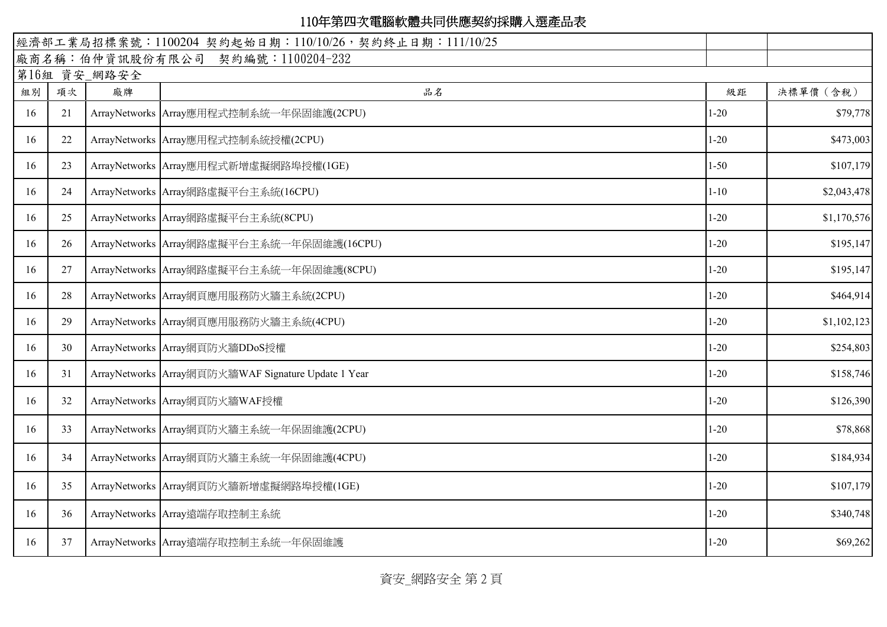# 110年第四次電腦軟體共同供應契約採購入選產品表

經濟部工業局招標案號：1100204 契約起始日期：110/10/26，契約終止日期：111/10/25

廠商名稱：伯仲資訊股份有限公司　契約編號：1100204-232

第16組 資安_網路安全

| 組別 | 項次 | 廠牌 | 品名 | 級距 | 決標單價（含稅） |
|---|---|---|---|---|---|
| 16 | 21 | ArrayNetworks | Array應用程式控制系統一年保固維護(2CPU) | 1-20 | $79,778 |
| 16 | 22 | ArrayNetworks | Array應用程式控制系統授權(2CPU) | 1-20 | $473,003 |
| 16 | 23 | ArrayNetworks | Array應用程式新增虛擬網路埠授權(1GE) | 1-50 | $107,179 |
| 16 | 24 | ArrayNetworks | Array網路虛擬平台主系統(16CPU) | 1-10 | $2,043,478 |
| 16 | 25 | ArrayNetworks | Array網路虛擬平台主系統(8CPU) | 1-20 | $1,170,576 |
| 16 | 26 | ArrayNetworks | Array網路虛擬平台主系統一年保固維護(16CPU) | 1-20 | $195,147 |
| 16 | 27 | ArrayNetworks | Array網路虛擬平台主系統一年保固維護(8CPU) | 1-20 | $195,147 |
| 16 | 28 | ArrayNetworks | Array網頁應用服務防火牆主系統(2CPU) | 1-20 | $464,914 |
| 16 | 29 | ArrayNetworks | Array網頁應用服務防火牆主系統(4CPU) | 1-20 | $1,102,123 |
| 16 | 30 | ArrayNetworks | Array網頁防火牆DDoS授權 | 1-20 | $254,803 |
| 16 | 31 | ArrayNetworks | Array網頁防火牆WAF Signature Update 1 Year | 1-20 | $158,746 |
| 16 | 32 | ArrayNetworks | Array網頁防火牆WAF授權 | 1-20 | $126,390 |
| 16 | 33 | ArrayNetworks | Array網頁防火牆主系統一年保固維護(2CPU) | 1-20 | $78,868 |
| 16 | 34 | ArrayNetworks | Array網頁防火牆主系統一年保固維護(4CPU) | 1-20 | $184,934 |
| 16 | 35 | ArrayNetworks | Array網頁防火牆新增虛擬網路埠授權(1GE) | 1-20 | $107,179 |
| 16 | 36 | ArrayNetworks | Array遠端存取控制主系統 | 1-20 | $340,748 |
| 16 | 37 | ArrayNetworks | Array遠端存取控制主系統一年保固維護 | 1-20 | $69,262 |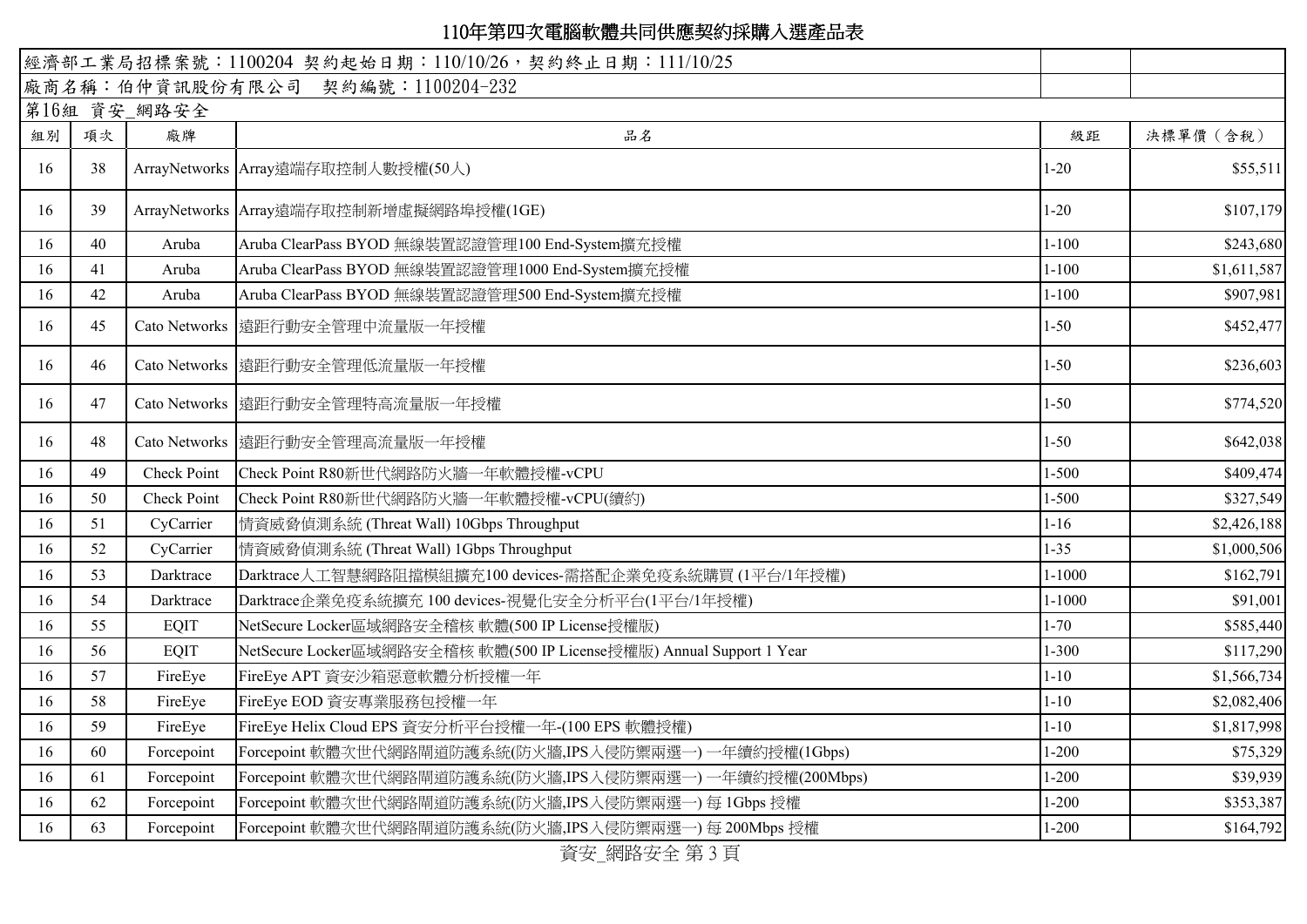# 110年第四次電腦軟體共同供應契約採購入選產品表

經濟部工業局招標案號：1100204 契約起始日期：110/10/26，契約終止日期：111/10/25

廠商名稱：伯仲資訊股份有限公司　契約編號：1100204-232

第16組 資安_網路安全

| 組別 | 項次 | 廠牌 | 品名 | 級距 | 決標單價（含稅） |
|---|---|---|---|---|---|
| 16 | 38 | ArrayNetworks | Array遠端存取控制人數授權(50人) | 1-20 | $55,511 |
| 16 | 39 | ArrayNetworks | Array遠端存取控制新增虛擬網路埠授權(1GE) | 1-20 | $107,179 |
| 16 | 40 | Aruba | Aruba ClearPass BYOD 無線裝置認證管理100 End-System擴充授權 | 1-100 | $243,680 |
| 16 | 41 | Aruba | Aruba ClearPass BYOD 無線裝置認證管理1000 End-System擴充授權 | 1-100 | $1,611,587 |
| 16 | 42 | Aruba | Aruba ClearPass BYOD 無線裝置認證管理500 End-System擴充授權 | 1-100 | $907,981 |
| 16 | 45 | Cato Networks | 遠距行動安全管理中流量版一年授權 | 1-50 | $452,477 |
| 16 | 46 | Cato Networks | 遠距行動安全管理低流量版一年授權 | 1-50 | $236,603 |
| 16 | 47 | Cato Networks | 遠距行動安全管理特高流量版一年授權 | 1-50 | $774,520 |
| 16 | 48 | Cato Networks | 遠距行動安全管理高流量版一年授權 | 1-50 | $642,038 |
| 16 | 49 | Check Point | Check Point R80新世代網路防火牆一年軟體授權-vCPU | 1-500 | $409,474 |
| 16 | 50 | Check Point | Check Point R80新世代網路防火牆一年軟體授權-vCPU(續約) | 1-500 | $327,549 |
| 16 | 51 | CyCarrier | 情資威脅偵測系統 (Threat Wall) 10Gbps Throughput | 1-16 | $2,426,188 |
| 16 | 52 | CyCarrier | 情資威脅偵測系統 (Threat Wall) 1Gbps Throughput | 1-35 | $1,000,506 |
| 16 | 53 | Darktrace | Darktrace人工智慧網路阻擋模組擴充100 devices-需搭配企業免疫系統購買 (1平台/1年授權) | 1-1000 | $162,791 |
| 16 | 54 | Darktrace | Darktrace企業免疫系統擴充 100 devices-視覺化安全分析平台(1平台/1年授權) | 1-1000 | $91,001 |
| 16 | 55 | EQIT | NetSecure Locker區域網路安全稽核 軟體(500 IP License授權版) | 1-70 | $585,440 |
| 16 | 56 | EQIT | NetSecure Locker區域網路安全稽核 軟體(500 IP License授權版) Annual Support 1 Year | 1-300 | $117,290 |
| 16 | 57 | FireEye | FireEye APT 資安沙箱惡意軟體分析授權一年 | 1-10 | $1,566,734 |
| 16 | 58 | FireEye | FireEye EOD 資安專業服務包授權一年 | 1-10 | $2,082,406 |
| 16 | 59 | FireEye | FireEye Helix Cloud EPS 資安分析平台授權一年-(100 EPS 軟體授權) | 1-10 | $1,817,998 |
| 16 | 60 | Forcepoint | Forcepoint 軟體次世代網路閘道防護系統(防火牆,IPS入侵防禦兩選一) 一年續約授權(1Gbps) | 1-200 | $75,329 |
| 16 | 61 | Forcepoint | Forcepoint 軟體次世代網路閘道防護系統(防火牆,IPS入侵防禦兩選一) 一年續約授權(200Mbps) | 1-200 | $39,939 |
| 16 | 62 | Forcepoint | Forcepoint 軟體次世代網路閘道防護系統(防火牆,IPS入侵防禦兩選一) 每 1Gbps 授權 | 1-200 | $353,387 |
| 16 | 63 | Forcepoint | Forcepoint 軟體次世代網路閘道防護系統(防火牆,IPS入侵防禦兩選一) 每 200Mbps 授權 | 1-200 | $164,792 |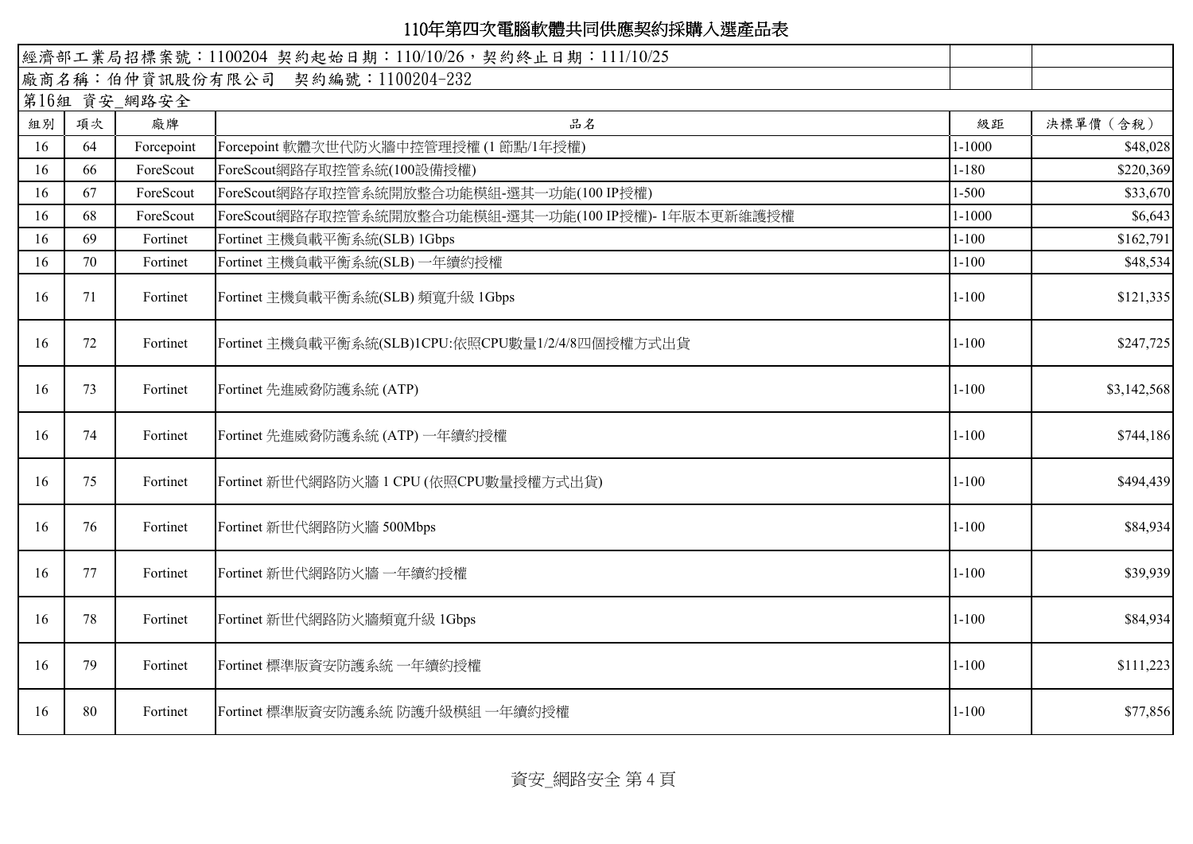# 110年第四次電腦軟體共同供應契約採購入選產品表

經濟部工業局招標案號：1100204 契約起始日期：110/10/26，契約終止日期：111/10/25

廠商名稱：伯仲資訊股份有限公司　契約編號：1100204-232

第16組 資安_網路安全

| 組別 | 項次 | 廠牌 | 品名 | 級距 | 決標單價（含稅） |
|---|---|---|---|---|---|
| 16 | 64 | Forcepoint | Forcepoint 軟體次世代防火牆中控管理授權 (1 節點/1年授權) | 1-1000 | $48,028 |
| 16 | 66 | ForeScout | ForeScout網路存取控管系統(100設備授權) | 1-180 | $220,369 |
| 16 | 67 | ForeScout | ForeScout網路存取控管系統開放整合功能模組-選其一功能(100 IP授權) | 1-500 | $33,670 |
| 16 | 68 | ForeScout | ForeScout網路存取控管系統開放整合功能模組-選其一功能(100 IP授權)- 1年版本更新維護授權 | 1-1000 | $6,643 |
| 16 | 69 | Fortinet | Fortinet 主機負載平衡系統(SLB) 1Gbps | 1-100 | $162,791 |
| 16 | 70 | Fortinet | Fortinet 主機負載平衡系統(SLB) 一年續約授權 | 1-100 | $48,534 |
| 16 | 71 | Fortinet | Fortinet 主機負載平衡系統(SLB) 頻寬升級 1Gbps | 1-100 | $121,335 |
| 16 | 72 | Fortinet | Fortinet 主機負載平衡系統(SLB)1CPU:依照CPU數量1/2/4/8四個授權方式出貨 | 1-100 | $247,725 |
| 16 | 73 | Fortinet | Fortinet 先進威脅防護系統 (ATP) | 1-100 | $3,142,568 |
| 16 | 74 | Fortinet | Fortinet 先進威脅防護系統 (ATP) 一年續約授權 | 1-100 | $744,186 |
| 16 | 75 | Fortinet | Fortinet 新世代網路防火牆 1 CPU (依照CPU數量授權方式出貨) | 1-100 | $494,439 |
| 16 | 76 | Fortinet | Fortinet 新世代網路防火牆 500Mbps | 1-100 | $84,934 |
| 16 | 77 | Fortinet | Fortinet 新世代網路防火牆 一年續約授權 | 1-100 | $39,939 |
| 16 | 78 | Fortinet | Fortinet 新世代網路防火牆頻寬升級 1Gbps | 1-100 | $84,934 |
| 16 | 79 | Fortinet | Fortinet 標準版資安防護系統 一年續約授權 | 1-100 | $111,223 |
| 16 | 80 | Fortinet | Fortinet 標準版資安防護系統 防護升級模組 一年續約授權 | 1-100 | $77,856 |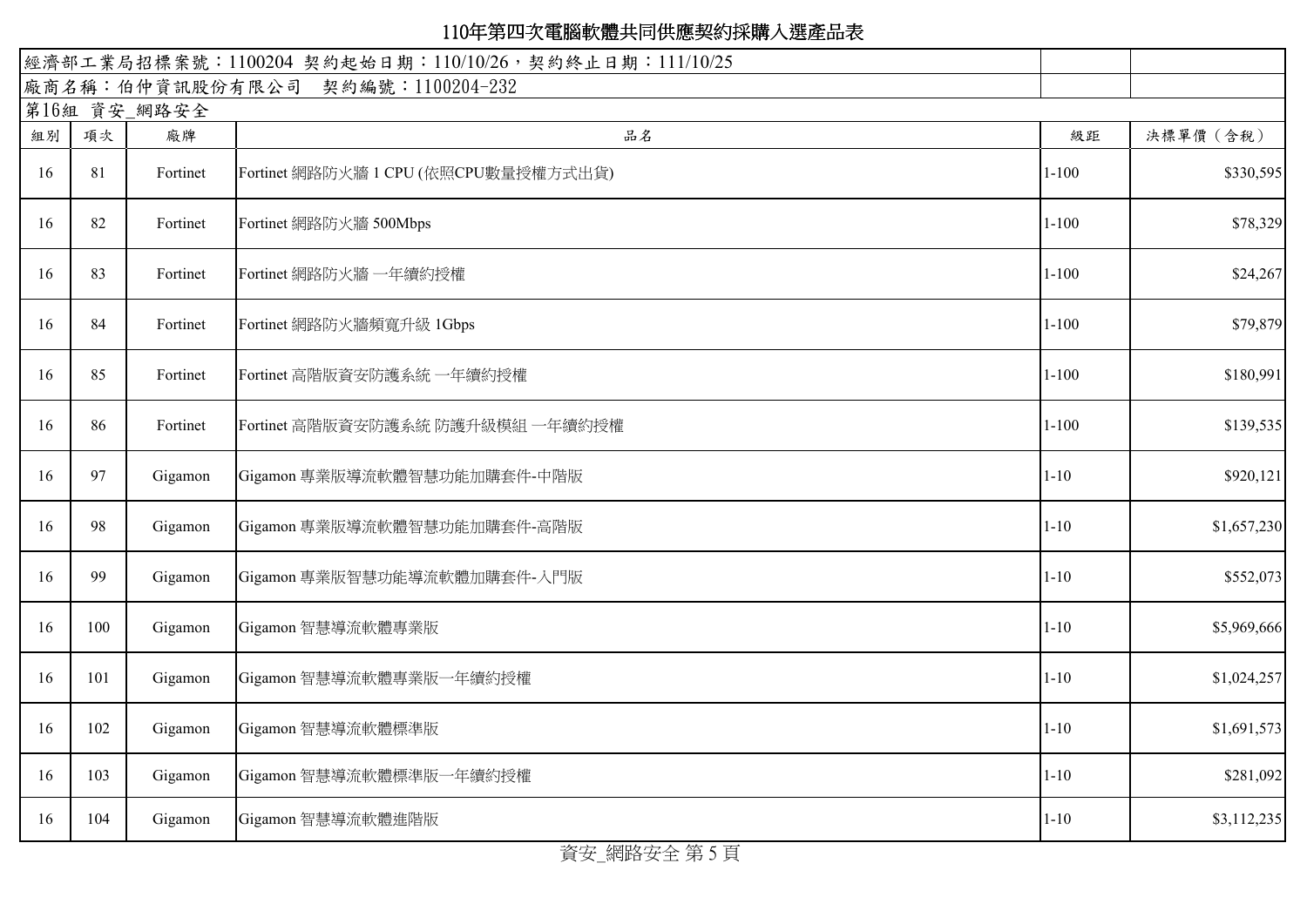# 110年第四次電腦軟體共同供應契約採購入選產品表

經濟部工業局招標案號：1100204 契約起始日期：110/10/26，契約終止日期：111/10/25

廠商名稱：伯仲資訊股份有限公司　契約編號：1100204-232

第16組 資安_網路安全

| 組別 | 項次 | 廠牌 | 品名 | 級距 | 決標單價（含稅） |
|---|---|---|---|---|---|
| 16 | 81 | Fortinet | Fortinet 網路防火牆 1 CPU (依照CPU數量授權方式出貨) | 1-100 | $330,595 |
| 16 | 82 | Fortinet | Fortinet 網路防火牆 500Mbps | 1-100 | $78,329 |
| 16 | 83 | Fortinet | Fortinet 網路防火牆 一年續約授權 | 1-100 | $24,267 |
| 16 | 84 | Fortinet | Fortinet 網路防火牆頻寬升級 1Gbps | 1-100 | $79,879 |
| 16 | 85 | Fortinet | Fortinet 高階版資安防護系統 一年續約授權 | 1-100 | $180,991 |
| 16 | 86 | Fortinet | Fortinet 高階版資安防護系統 防護升級模組 一年續約授權 | 1-100 | $139,535 |
| 16 | 97 | Gigamon | Gigamon 專業版導流軟體智慧功能加購套件-中階版 | 1-10 | $920,121 |
| 16 | 98 | Gigamon | Gigamon 專業版導流軟體智慧功能加購套件-高階版 | 1-10 | $1,657,230 |
| 16 | 99 | Gigamon | Gigamon 專業版智慧功能導流軟體加購套件-入門版 | 1-10 | $552,073 |
| 16 | 100 | Gigamon | Gigamon 智慧導流軟體專業版 | 1-10 | $5,969,666 |
| 16 | 101 | Gigamon | Gigamon 智慧導流軟體專業版一年續約授權 | 1-10 | $1,024,257 |
| 16 | 102 | Gigamon | Gigamon 智慧導流軟體標準版 | 1-10 | $1,691,573 |
| 16 | 103 | Gigamon | Gigamon 智慧導流軟體標準版一年續約授權 | 1-10 | $281,092 |
| 16 | 104 | Gigamon | Gigamon 智慧導流軟體進階版 | 1-10 | $3,112,235 |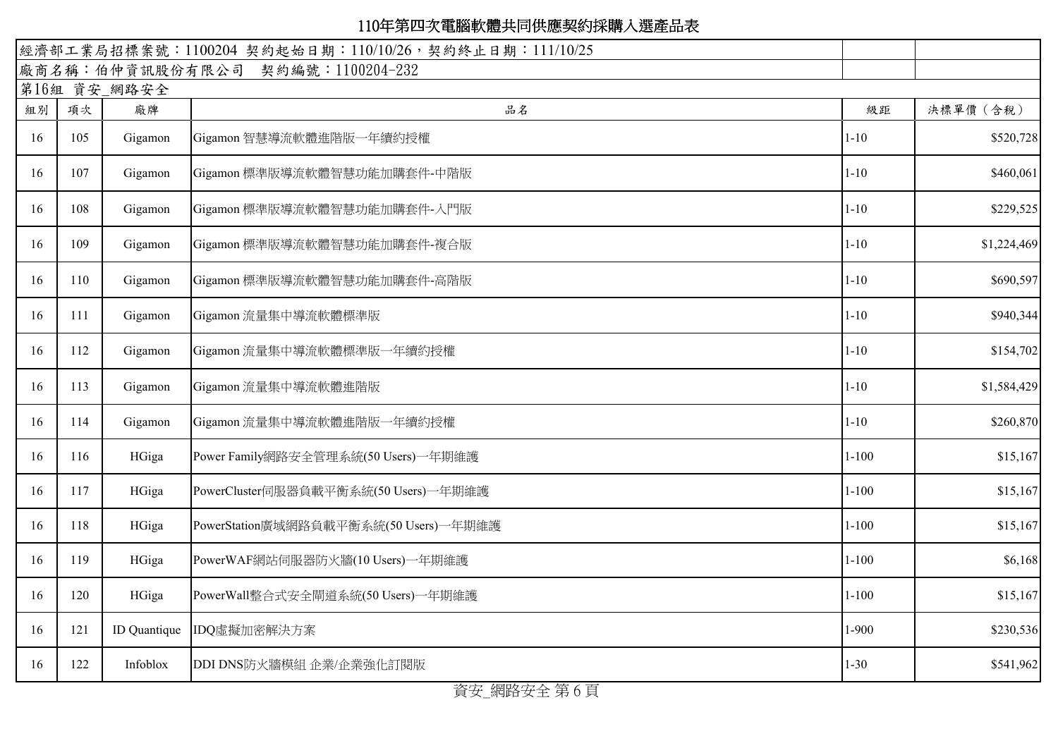# 110年第四次電腦軟體共同供應契約採購入選產品表

經濟部工業局招標案號：1100204 契約起始日期：110/10/26，契約終止日期：111/10/25

廠商名稱：伯仲資訊股份有限公司　契約編號：1100204-232

第16組 資安_網路安全

| 組別 | 項次 | 廠牌 | 品名 | 級距 | 決標單價（含稅） |
|---|---|---|---|---|---|
| 16 | 105 | Gigamon | Gigamon 智慧導流軟體進階版一年續約授權 | 1-10 | $520,728 |
| 16 | 107 | Gigamon | Gigamon 標準版導流軟體智慧功能加購套件-中階版 | 1-10 | $460,061 |
| 16 | 108 | Gigamon | Gigamon 標準版導流軟體智慧功能加購套件-入門版 | 1-10 | $229,525 |
| 16 | 109 | Gigamon | Gigamon 標準版導流軟體智慧功能加購套件-複合版 | 1-10 | $1,224,469 |
| 16 | 110 | Gigamon | Gigamon 標準版導流軟體智慧功能加購套件-高階版 | 1-10 | $690,597 |
| 16 | 111 | Gigamon | Gigamon 流量集中導流軟體標準版 | 1-10 | $940,344 |
| 16 | 112 | Gigamon | Gigamon 流量集中導流軟體標準版一年續約授權 | 1-10 | $154,702 |
| 16 | 113 | Gigamon | Gigamon 流量集中導流軟體進階版 | 1-10 | $1,584,429 |
| 16 | 114 | Gigamon | Gigamon 流量集中導流軟體進階版一年續約授權 | 1-10 | $260,870 |
| 16 | 116 | HGiga | Power Family網路安全管理系統(50 Users)一年期維護 | 1-100 | $15,167 |
| 16 | 117 | HGiga | PowerCluster伺服器負載平衡系統(50 Users)一年期維護 | 1-100 | $15,167 |
| 16 | 118 | HGiga | PowerStation廣域網路負載平衡系統(50 Users)一年期維護 | 1-100 | $15,167 |
| 16 | 119 | HGiga | PowerWAF網站伺服器防火牆(10 Users)一年期維護 | 1-100 | $6,168 |
| 16 | 120 | HGiga | PowerWall整合式安全閘道系統(50 Users)一年期維護 | 1-100 | $15,167 |
| 16 | 121 | ID Quantique | IDQ虛擬加密解決方案 | 1-900 | $230,536 |
| 16 | 122 | Infoblox | DDI DNS防火牆模組 企業/企業強化訂閱版 | 1-30 | $541,962 |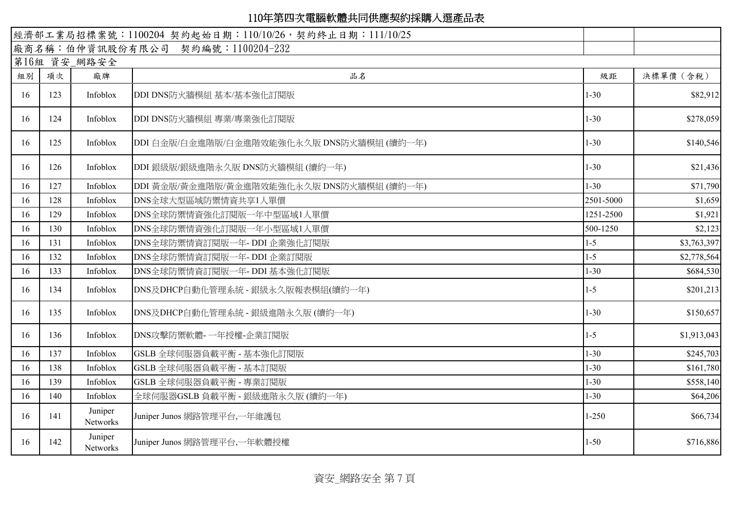# 110年第四次電腦軟體共同供應契約採購入選產品表

經濟部工業局招標案號：1100204 契約起始日期：110/10/26，契約終止日期：111/10/25

廠商名稱：伯仲資訊股份有限公司　契約編號：1100204-232

第16組　資安_網路安全

| 組別 | 項次 | 廠牌 | 品名 | 級距 | 決標單價（含稅） |
|---|---|---|---|---|---|
| 16 | 123 | Infoblox | DDI DNS防火牆模組 基本/基本強化訂閱版 | 1-30 | $82,912 |
| 16 | 124 | Infoblox | DDI DNS防火牆模組 專業/專業強化訂閱版 | 1-30 | $278,059 |
| 16 | 125 | Infoblox | DDI 白金版/白金進階版/白金進階效能強化永久版 DNS防火牆模組 (續約一年) | 1-30 | $140,546 |
| 16 | 126 | Infoblox | DDI 銀級版/銀級進階永久版 DNS防火牆模組 (續約一年) | 1-30 | $21,436 |
| 16 | 127 | Infoblox | DDI 黃金版/黃金進階版/黃金進階效能強化永久版 DNS防火牆模組 (續約一年) | 1-30 | $71,790 |
| 16 | 128 | Infoblox | DNS全球大型區域防禦情資共享1人單價 | 2501-5000 | $1,659 |
| 16 | 129 | Infoblox | DNS全球防禦情資強化訂閱版一年中型區域1人單價 | 1251-2500 | $1,921 |
| 16 | 130 | Infoblox | DNS全球防禦情資強化訂閱版一年小型區域1人單價 | 500-1250 | $2,123 |
| 16 | 131 | Infoblox | DNS全球防禦情資訂閱版一年- DDI 企業強化訂閱版 | 1-5 | $3,763,397 |
| 16 | 132 | Infoblox | DNS全球防禦情資訂閱版一年- DDI 企業訂閱版 | 1-5 | $2,778,564 |
| 16 | 133 | Infoblox | DNS全球防禦情資訂閱版一年- DDI 基本強化訂閱版 | 1-30 | $684,530 |
| 16 | 134 | Infoblox | DNS及DHCP自動化管理系統 - 銀級永久版報表模組(續約一年) | 1-5 | $201,213 |
| 16 | 135 | Infoblox | DNS及DHCP自動化管理系統 - 銀級進階永久版 (續約一年) | 1-30 | $150,657 |
| 16 | 136 | Infoblox | DNS攻擊防禦軟體- 一年授權-企業訂閱版 | 1-5 | $1,913,043 |
| 16 | 137 | Infoblox | GSLB 全球伺服器負載平衡 - 基本強化訂閱版 | 1-30 | $245,703 |
| 16 | 138 | Infoblox | GSLB 全球伺服器負載平衡 - 基本訂閱版 | 1-30 | $161,780 |
| 16 | 139 | Infoblox | GSLB 全球伺服器負載平衡 - 專業訂閱版 | 1-30 | $558,140 |
| 16 | 140 | Infoblox | 全球伺服器GSLB 負載平衡 - 銀級進階永久版 (續約一年) | 1-30 | $64,206 |
| 16 | 141 | Juniper Networks | Juniper Junos 網路管理平台,一年維護包 | 1-250 | $66,734 |
| 16 | 142 | Juniper Networks | Juniper Junos 網路管理平台,一年軟體授權 | 1-50 | $716,886 |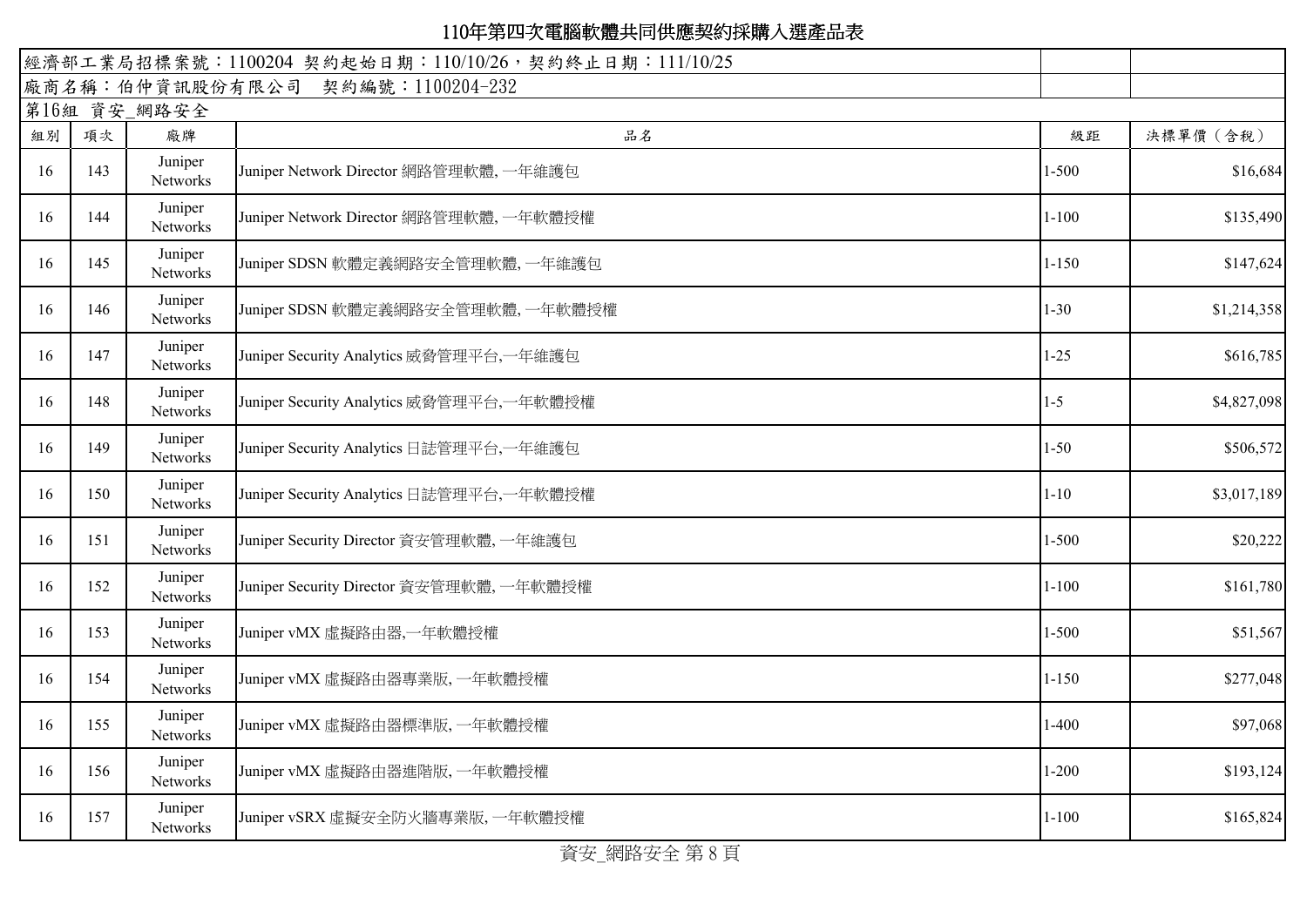# 110年第四次電腦軟體共同供應契約採購入選產品表

經濟部工業局招標案號：1100204 契約起始日期：110/10/26，契約終止日期：111/10/25

廠商名稱：伯仲資訊股份有限公司　契約編號：1100204-232

第16組 資安_網路安全

| 組別 | 項次 | 廠牌 | 品名 | 級距 | 決標單價（含稅） |
|---|---|---|---|---|---|
| 16 | 143 | Juniper Networks | Juniper Network Director 網路管理軟體, 一年維護包 | 1-500 | $16,684 |
| 16 | 144 | Juniper Networks | Juniper Network Director 網路管理軟體, 一年軟體授權 | 1-100 | $135,490 |
| 16 | 145 | Juniper Networks | Juniper SDSN 軟體定義網路安全管理軟體, 一年維護包 | 1-150 | $147,624 |
| 16 | 146 | Juniper Networks | Juniper SDSN 軟體定義網路安全管理軟體, 一年軟體授權 | 1-30 | $1,214,358 |
| 16 | 147 | Juniper Networks | Juniper Security Analytics 威脅管理平台,一年維護包 | 1-25 | $616,785 |
| 16 | 148 | Juniper Networks | Juniper Security Analytics 威脅管理平台,一年軟體授權 | 1-5 | $4,827,098 |
| 16 | 149 | Juniper Networks | Juniper Security Analytics 日誌管理平台,一年維護包 | 1-50 | $506,572 |
| 16 | 150 | Juniper Networks | Juniper Security Analytics 日誌管理平台,一年軟體授權 | 1-10 | $3,017,189 |
| 16 | 151 | Juniper Networks | Juniper Security Director 資安管理軟體, 一年維護包 | 1-500 | $20,222 |
| 16 | 152 | Juniper Networks | Juniper Security Director 資安管理軟體, 一年軟體授權 | 1-100 | $161,780 |
| 16 | 153 | Juniper Networks | Juniper vMX 虛擬路由器,一年軟體授權 | 1-500 | $51,567 |
| 16 | 154 | Juniper Networks | Juniper vMX 虛擬路由器專業版, 一年軟體授權 | 1-150 | $277,048 |
| 16 | 155 | Juniper Networks | Juniper vMX 虛擬路由器標準版, 一年軟體授權 | 1-400 | $97,068 |
| 16 | 156 | Juniper Networks | Juniper vMX 虛擬路由器進階版, 一年軟體授權 | 1-200 | $193,124 |
| 16 | 157 | Juniper Networks | Juniper vSRX 虛擬安全防火牆專業版, 一年軟體授權 | 1-100 | $165,824 |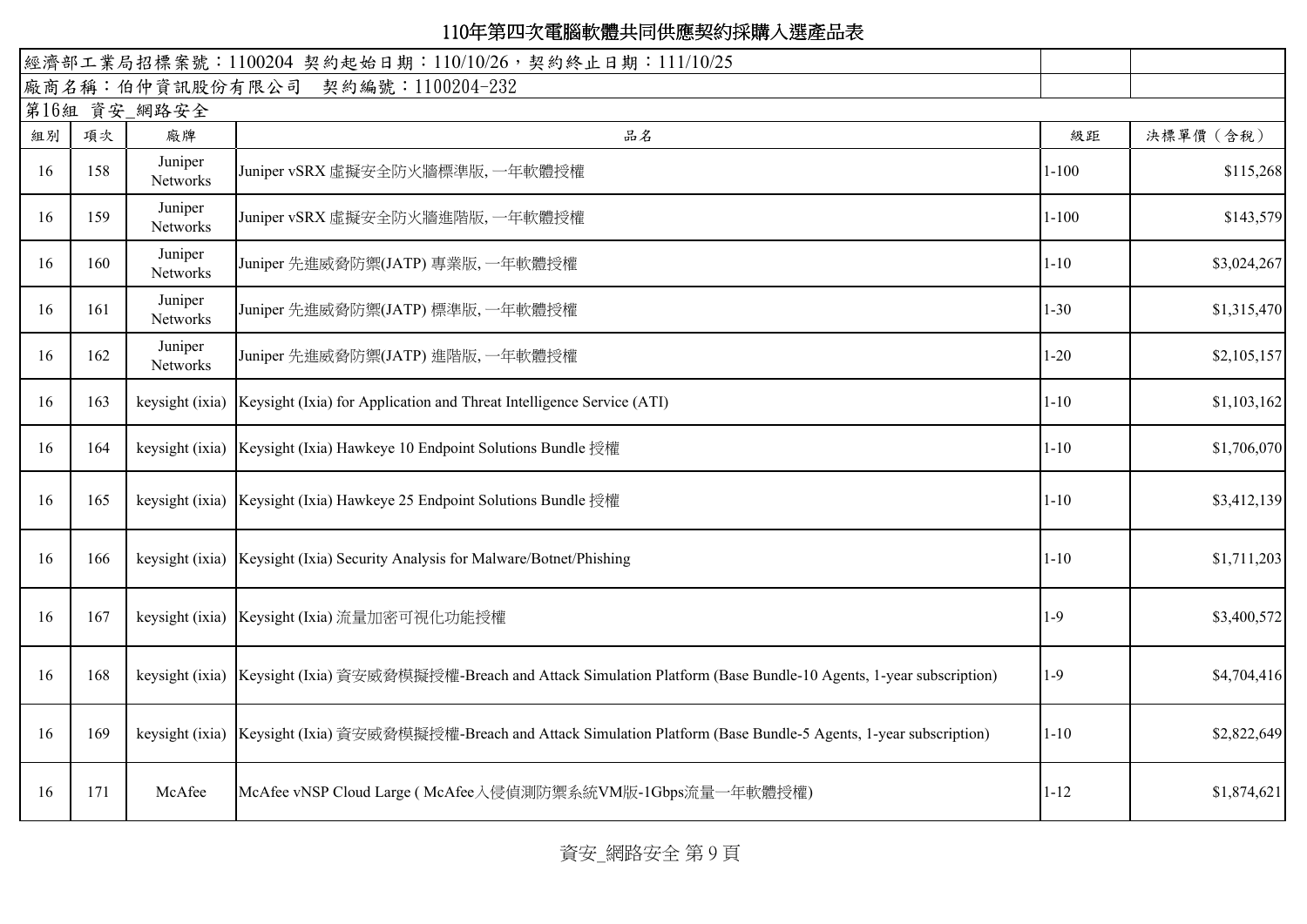# 110年第四次電腦軟體共同供應契約採購入選產品表

| 經濟部工業局招標案號：1100204 契約起始日期：110/10/26，契約終止日期：111/10/25 | | | | | |
|---|---|---|---|---|---|
| 廠商名稱：伯仲資訊股份有限公司　契約編號：1100204-232 | | | | | |
| 第16組 資安_網路安全 | | | | | |
| 組別 | 項次 | 廠牌 | 品名 | 級距 | 決標單價（含稅） |
| 16 | 158 | Juniper Networks | Juniper vSRX 虛擬安全防火牆標準版, 一年軟體授權 | 1-100 | $115,268 |
| 16 | 159 | Juniper Networks | Juniper vSRX 虛擬安全防火牆進階版, 一年軟體授權 | 1-100 | $143,579 |
| 16 | 160 | Juniper Networks | Juniper 先進威脅防禦(JATP) 專業版, 一年軟體授權 | 1-10 | $3,024,267 |
| 16 | 161 | Juniper Networks | Juniper 先進威脅防禦(JATP) 標準版, 一年軟體授權 | 1-30 | $1,315,470 |
| 16 | 162 | Juniper Networks | Juniper 先進威脅防禦(JATP) 進階版, 一年軟體授權 | 1-20 | $2,105,157 |
| 16 | 163 | keysight (ixia) | Keysight (Ixia) for Application and Threat Intelligence Service (ATI) | 1-10 | $1,103,162 |
| 16 | 164 | keysight (ixia) | Keysight (Ixia) Hawkeye 10 Endpoint Solutions Bundle 授權 | 1-10 | $1,706,070 |
| 16 | 165 | keysight (ixia) | Keysight (Ixia) Hawkeye 25 Endpoint Solutions Bundle 授權 | 1-10 | $3,412,139 |
| 16 | 166 | keysight (ixia) | Keysight (Ixia) Security Analysis for Malware/Botnet/Phishing | 1-10 | $1,711,203 |
| 16 | 167 | keysight (ixia) | Keysight (Ixia) 流量加密可視化功能授權 | 1-9 | $3,400,572 |
| 16 | 168 | keysight (ixia) | Keysight (Ixia) 資安威脅模擬授權-Breach and Attack Simulation Platform (Base Bundle-10 Agents, 1-year subscription) | 1-9 | $4,704,416 |
| 16 | 169 | keysight (ixia) | Keysight (Ixia) 資安威脅模擬授權-Breach and Attack Simulation Platform (Base Bundle-5 Agents, 1-year subscription) | 1-10 | $2,822,649 |
| 16 | 171 | McAfee | McAfee vNSP Cloud Large ( McAfee入侵偵測防禦系統VM版-1Gbps流量一年軟體授權) | 1-12 | $1,874,621 |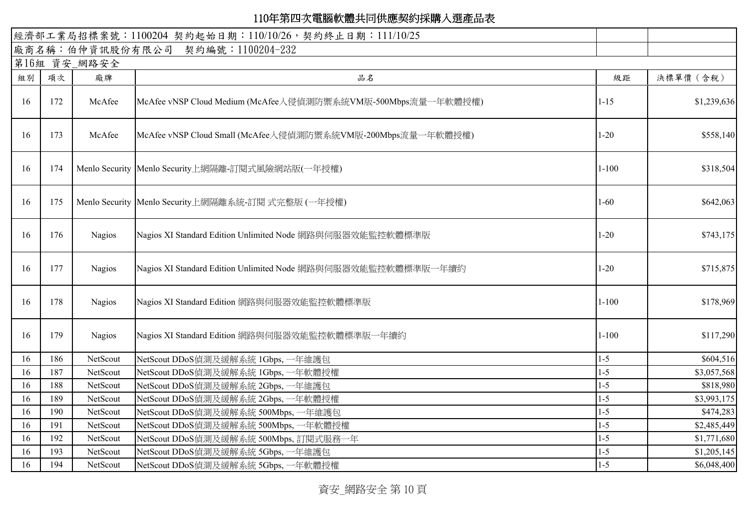# 110年第四次電腦軟體共同供應契約採購入選產品表

經濟部工業局招標案號：1100204 契約起始日期：110/10/26，契約終止日期：111/10/25

廠商名稱：伯仲資訊股份有限公司　契約編號：1100204-232

第16組　資安_網路安全

| 組別 | 項次 | 廠牌 | 品名 | 級距 | 決標單價（含稅） |
|---|---|---|---|---|---|
| 16 | 172 | McAfee | McAfee vNSP Cloud Medium (McAfee入侵偵測防禦系統VM版-500Mbps流量一年軟體授權) | 1-15 | $1,239,636 |
| 16 | 173 | McAfee | McAfee vNSP Cloud Small (McAfee入侵偵測防禦系統VM版-200Mbps流量一年軟體授權) | 1-20 | $558,140 |
| 16 | 174 | Menlo Security | Menlo Security上網隔離-訂閱式風險網站版(一年授權) | 1-100 | $318,504 |
| 16 | 175 | Menlo Security | Menlo Security上網隔離系統-訂閱 式完整版 (一年授權) | 1-60 | $642,063 |
| 16 | 176 | Nagios | Nagios XI Standard Edition Unlimited Node 網路與伺服器效能監控軟體標準版 | 1-20 | $743,175 |
| 16 | 177 | Nagios | Nagios XI Standard Edition Unlimited Node 網路與伺服器效能監控軟體標準版一年續約 | 1-20 | $715,875 |
| 16 | 178 | Nagios | Nagios XI Standard Edition 網路與伺服器效能監控軟體標準版 | 1-100 | $178,969 |
| 16 | 179 | Nagios | Nagios XI Standard Edition 網路與伺服器效能監控軟體標準版一年續約 | 1-100 | $117,290 |
| 16 | 186 | NetScout | NetScout DDoS偵測及緩解系統 1Gbps, 一年維護包 | 1-5 | $604,516 |
| 16 | 187 | NetScout | NetScout DDoS偵測及緩解系統 1Gbps, 一年軟體授權 | 1-5 | $3,057,568 |
| 16 | 188 | NetScout | NetScout DDoS偵測及緩解系統 2Gbps, 一年維護包 | 1-5 | $818,980 |
| 16 | 189 | NetScout | NetScout DDoS偵測及緩解系統 2Gbps, 一年軟體授權 | 1-5 | $3,993,175 |
| 16 | 190 | NetScout | NetScout DDoS偵測及緩解系統 500Mbps, 一年維護包 | 1-5 | $474,283 |
| 16 | 191 | NetScout | NetScout DDoS偵測及緩解系統 500Mbps, 一年軟體授權 | 1-5 | $2,485,449 |
| 16 | 192 | NetScout | NetScout DDoS偵測及緩解系統 500Mbps, 訂閱式服務一年 | 1-5 | $1,771,680 |
| 16 | 193 | NetScout | NetScout DDoS偵測及緩解系統 5Gbps, 一年維護包 | 1-5 | $1,205,145 |
| 16 | 194 | NetScout | NetScout DDoS偵測及緩解系統 5Gbps, 一年軟體授權 | 1-5 | $6,048,400 |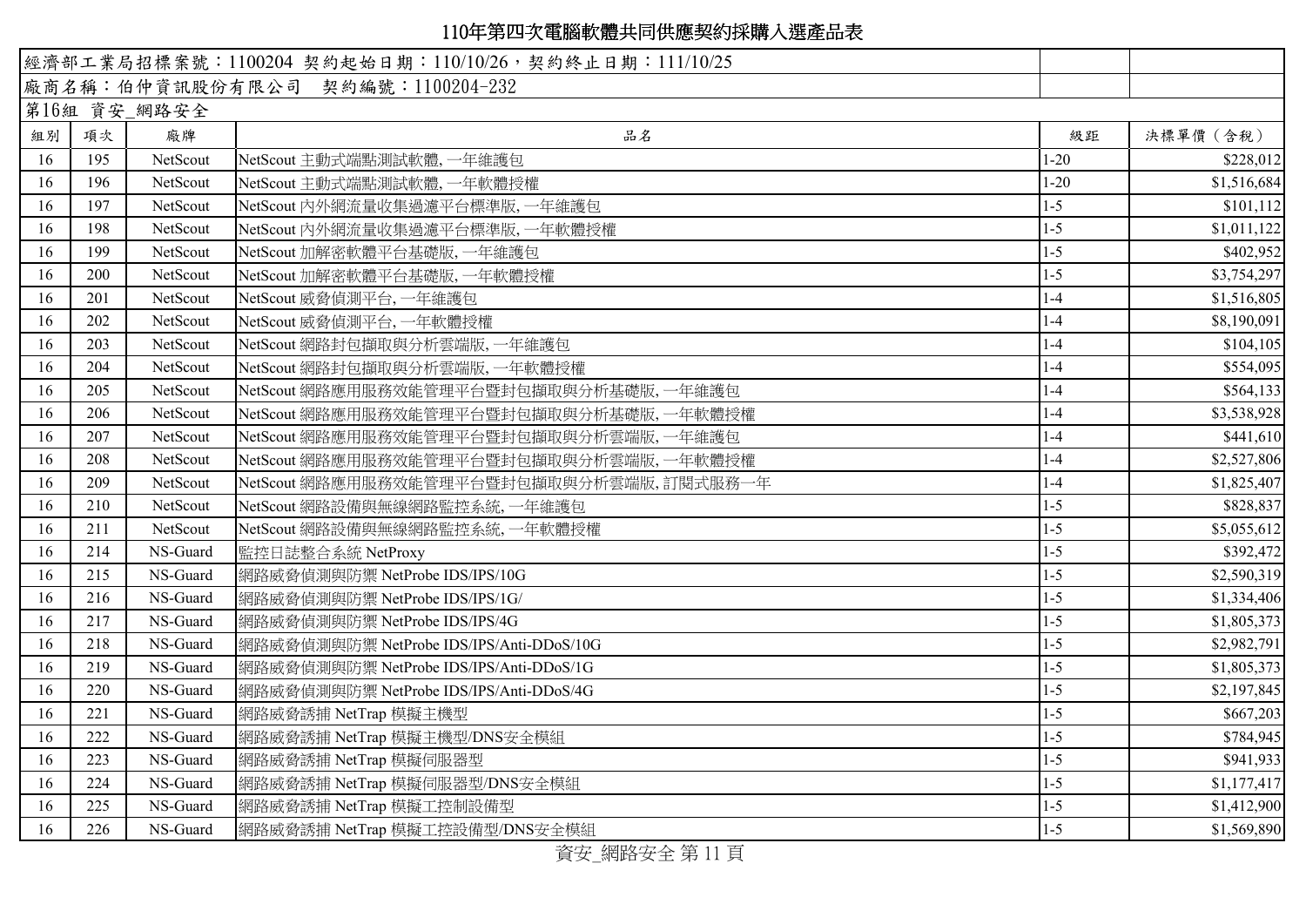# 110年第四次電腦軟體共同供應契約採購入選產品表

經濟部工業局招標案號：1100204 契約起始日期：110/10/26，契約終止日期：111/10/25

廠商名稱：伯仲資訊股份有限公司　契約編號：1100204-232

第16組 資安_網路安全

| 組別 | 項次 | 廠牌 | 品名 | 級距 | 決標單價（含稅） |
|---|---|---|---|---|---|
| 16 | 195 | NetScout | NetScout 主動式端點測試軟體, 一年維護包 | 1-20 | $228,012 |
| 16 | 196 | NetScout | NetScout 主動式端點測試軟體, 一年軟體授權 | 1-20 | $1,516,684 |
| 16 | 197 | NetScout | NetScout 內外網流量收集過濾平台標準版, 一年維護包 | 1-5 | $101,112 |
| 16 | 198 | NetScout | NetScout 內外網流量收集過濾平台標準版, 一年軟體授權 | 1-5 | $1,011,122 |
| 16 | 199 | NetScout | NetScout 加解密軟體平台基礎版, 一年維護包 | 1-5 | $402,952 |
| 16 | 200 | NetScout | NetScout 加解密軟體平台基礎版, 一年軟體授權 | 1-5 | $3,754,297 |
| 16 | 201 | NetScout | NetScout 威脅偵測平台, 一年維護包 | 1-4 | $1,516,805 |
| 16 | 202 | NetScout | NetScout 威脅偵測平台, 一年軟體授權 | 1-4 | $8,190,091 |
| 16 | 203 | NetScout | NetScout 網路封包擷取與分析雲端版, 一年維護包 | 1-4 | $104,105 |
| 16 | 204 | NetScout | NetScout 網路封包擷取與分析雲端版, 一年軟體授權 | 1-4 | $554,095 |
| 16 | 205 | NetScout | NetScout 網路應用服務效能管理平台暨封包擷取與分析基礎版, 一年維護包 | 1-4 | $564,133 |
| 16 | 206 | NetScout | NetScout 網路應用服務效能管理平台暨封包擷取與分析基礎版, 一年軟體授權 | 1-4 | $3,538,928 |
| 16 | 207 | NetScout | NetScout 網路應用服務效能管理平台暨封包擷取與分析雲端版, 一年維護包 | 1-4 | $441,610 |
| 16 | 208 | NetScout | NetScout 網路應用服務效能管理平台暨封包擷取與分析雲端版, 一年軟體授權 | 1-4 | $2,527,806 |
| 16 | 209 | NetScout | NetScout 網路應用服務效能管理平台暨封包擷取與分析雲端版, 訂閱式服務一年 | 1-4 | $1,825,407 |
| 16 | 210 | NetScout | NetScout 網路設備與無線網路監控系統, 一年維護包 | 1-5 | $828,837 |
| 16 | 211 | NetScout | NetScout 網路設備與無線網路監控系統, 一年軟體授權 | 1-5 | $5,055,612 |
| 16 | 214 | NS-Guard | 監控日誌整合系統 NetProxy | 1-5 | $392,472 |
| 16 | 215 | NS-Guard | 網路威脅偵測與防禦 NetProbe IDS/IPS/10G | 1-5 | $2,590,319 |
| 16 | 216 | NS-Guard | 網路威脅偵測與防禦 NetProbe IDS/IPS/1G/ | 1-5 | $1,334,406 |
| 16 | 217 | NS-Guard | 網路威脅偵測與防禦 NetProbe IDS/IPS/4G | 1-5 | $1,805,373 |
| 16 | 218 | NS-Guard | 網路威脅偵測與防禦 NetProbe IDS/IPS/Anti-DDoS/10G | 1-5 | $2,982,791 |
| 16 | 219 | NS-Guard | 網路威脅偵測與防禦 NetProbe IDS/IPS/Anti-DDoS/1G | 1-5 | $1,805,373 |
| 16 | 220 | NS-Guard | 網路威脅偵測與防禦 NetProbe IDS/IPS/Anti-DDoS/4G | 1-5 | $2,197,845 |
| 16 | 221 | NS-Guard | 網路威脅誘捕 NetTrap 模擬主機型 | 1-5 | $667,203 |
| 16 | 222 | NS-Guard | 網路威脅誘捕 NetTrap 模擬主機型/DNS安全模組 | 1-5 | $784,945 |
| 16 | 223 | NS-Guard | 網路威脅誘捕 NetTrap 模擬伺服器型 | 1-5 | $941,933 |
| 16 | 224 | NS-Guard | 網路威脅誘捕 NetTrap 模擬伺服器型/DNS安全模組 | 1-5 | $1,177,417 |
| 16 | 225 | NS-Guard | 網路威脅誘捕 NetTrap 模擬工控制設備型 | 1-5 | $1,412,900 |
| 16 | 226 | NS-Guard | 網路威脅誘捕 NetTrap 模擬工控設備型/DNS安全模組 | 1-5 | $1,569,890 |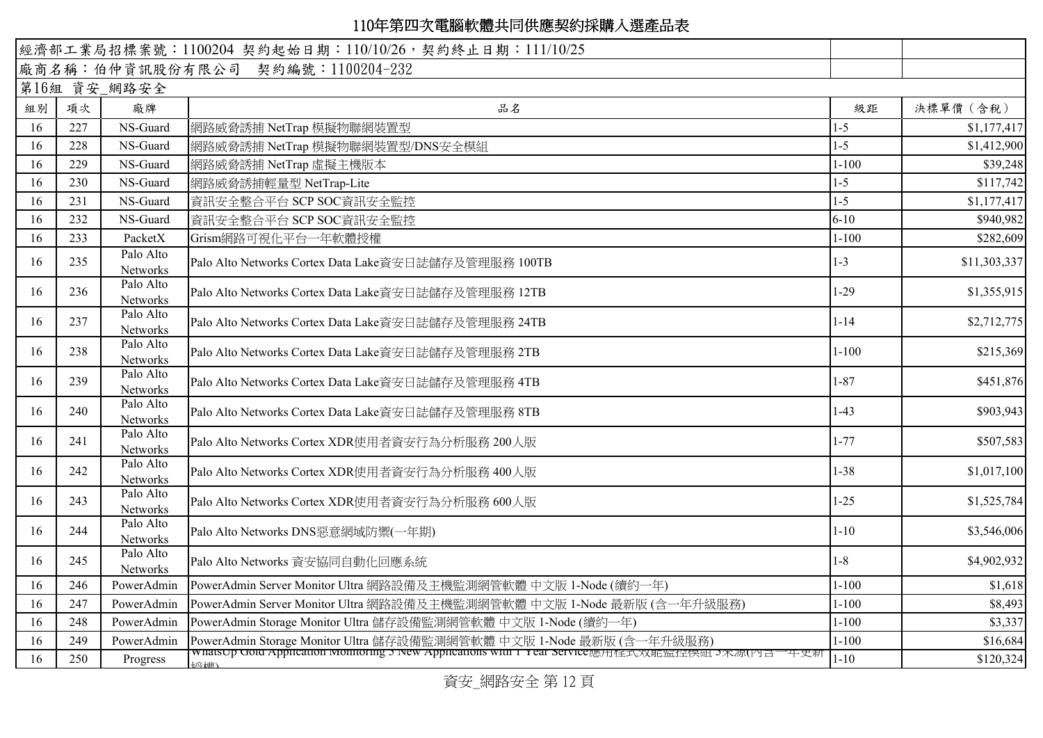# 110年第四次電腦軟體共同供應契約採購入選產品表

經濟部工業局招標案號：1100204 契約起始日期：110/10/26，契約終止日期：111/10/25

廠商名稱：伯仲資訊股份有限公司　契約編號：1100204-232

第16組　資安_網路安全

| 組別 | 項次 | 廠牌 | 品名 | 級距 | 決標單價（含稅） |
|---|---|---|---|---|---|
| 16 | 227 | NS-Guard | 網路威脅誘捕 NetTrap 模擬物聯網裝置型 | 1-5 | $1,177,417 |
| 16 | 228 | NS-Guard | 網路威脅誘捕 NetTrap 模擬物聯網裝置型/DNS安全模組 | 1-5 | $1,412,900 |
| 16 | 229 | NS-Guard | 網路威脅誘捕 NetTrap 虛擬主機版本 | 1-100 | $39,248 |
| 16 | 230 | NS-Guard | 網路威脅誘捕輕量型 NetTrap-Lite | 1-5 | $117,742 |
| 16 | 231 | NS-Guard | 資訊安全整合平台 SCP SOC資訊安全監控 | 1-5 | $1,177,417 |
| 16 | 232 | NS-Guard | 資訊安全整合平台 SCP SOC資訊安全監控 | 6-10 | $940,982 |
| 16 | 233 | PacketX | Grism網路可視化平台一年軟體授權 | 1-100 | $282,609 |
| 16 | 235 | Palo Alto Networks | Palo Alto Networks Cortex Data Lake資安日誌儲存及管理服務 100TB | 1-3 | $11,303,337 |
| 16 | 236 | Palo Alto Networks | Palo Alto Networks Cortex Data Lake資安日誌儲存及管理服務 12TB | 1-29 | $1,355,915 |
| 16 | 237 | Palo Alto Networks | Palo Alto Networks Cortex Data Lake資安日誌儲存及管理服務 24TB | 1-14 | $2,712,775 |
| 16 | 238 | Palo Alto Networks | Palo Alto Networks Cortex Data Lake資安日誌儲存及管理服務 2TB | 1-100 | $215,369 |
| 16 | 239 | Palo Alto Networks | Palo Alto Networks Cortex Data Lake資安日誌儲存及管理服務 4TB | 1-87 | $451,876 |
| 16 | 240 | Palo Alto Networks | Palo Alto Networks Cortex Data Lake資安日誌儲存及管理服務 8TB | 1-43 | $903,943 |
| 16 | 241 | Palo Alto Networks | Palo Alto Networks Cortex XDR使用者資安行為分析服務 200人版 | 1-77 | $507,583 |
| 16 | 242 | Palo Alto Networks | Palo Alto Networks Cortex XDR使用者資安行為分析服務 400人版 | 1-38 | $1,017,100 |
| 16 | 243 | Palo Alto Networks | Palo Alto Networks Cortex XDR使用者資安行為分析服務 600人版 | 1-25 | $1,525,784 |
| 16 | 244 | Palo Alto Networks | Palo Alto Networks DNS惡意網域防禦(一年期) | 1-10 | $3,546,006 |
| 16 | 245 | Palo Alto Networks | Palo Alto Networks 資安協同自動化回應系統 | 1-8 | $4,902,932 |
| 16 | 246 | PowerAdmin | PowerAdmin Server Monitor Ultra 網路設備及主機監測網管軟體 中文版 1-Node (續約一年) | 1-100 | $1,618 |
| 16 | 247 | PowerAdmin | PowerAdmin Server Monitor Ultra 網路設備及主機監測網管軟體 中文版 1-Node 最新版 (含一年升級服務) | 1-100 | $8,493 |
| 16 | 248 | PowerAdmin | PowerAdmin Storage Monitor Ultra 儲存設備監測網管軟體 中文版 1-Node (續約一年) | 1-100 | $3,337 |
| 16 | 249 | PowerAdmin | PowerAdmin Storage Monitor Ultra 儲存設備監測網管軟體 中文版 1-Node 最新版 (含一年升級服務) | 1-100 | $16,684 |
| 16 | 250 | Progress | WhatsUp Gold Application Monitoring 3 New Applications with 1 Year Service應用程式效能監控模組 3來源(內含一年更新授權) | 1-10 | $120,324 |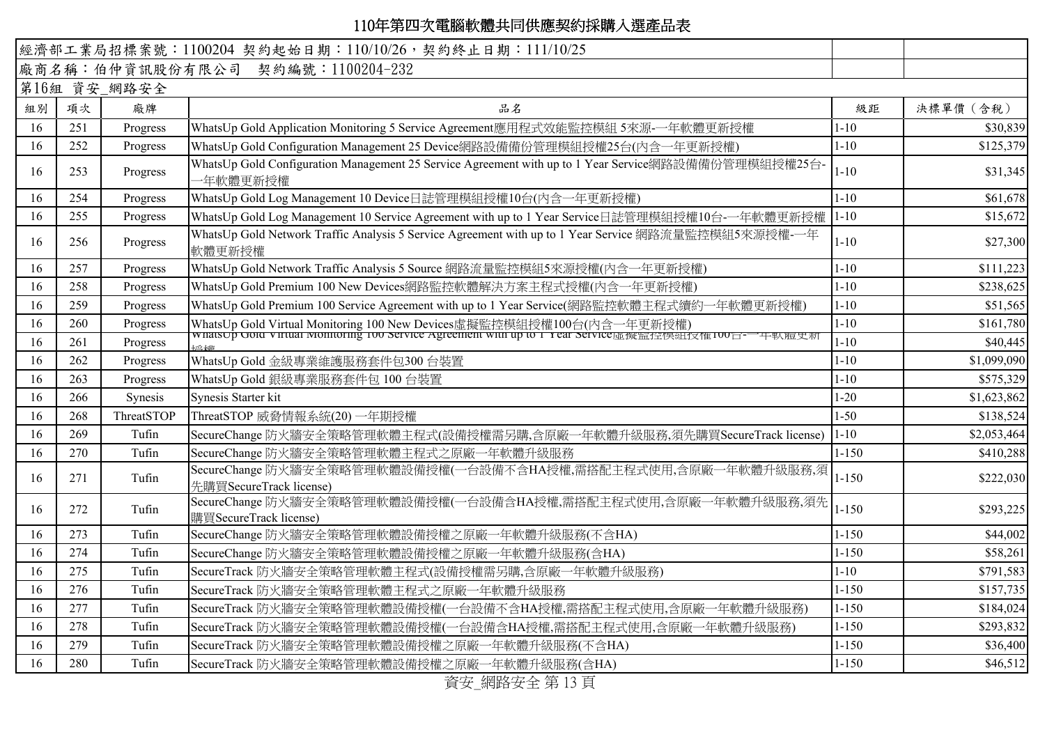# 110年第四次電腦軟體共同供應契約採購入選產品表

| 經濟部工業局招標案號：1100204 契約起始日期：110/10/26，契約終止日期：111/10/25 | | | | | |
|---|---|---|---|---|---|
| 廠商名稱：伯仲資訊股份有限公司　契約編號：1100204-232 | | | | | |
| 第16組 資安_網路安全 | | | | | |
| 組別 | 項次 | 廠牌 | 品名 | 級距 | 決標單價（含稅） |
| 16 | 251 | Progress | WhatsUp Gold Application Monitoring 5 Service Agreement應用程式效能監控模組 5來源-一年軟體更新授權 | 1-10 | $30,839 |
| 16 | 252 | Progress | WhatsUp Gold Configuration Management 25 Device網路設備備份管理模組授權25台(內含一年更新授權) | 1-10 | $125,379 |
| 16 | 253 | Progress | WhatsUp Gold Configuration Management 25 Service Agreement with up to 1 Year Service網路設備備份管理模組授權25台-一年軟體更新授權 | 1-10 | $31,345 |
| 16 | 254 | Progress | WhatsUp Gold Log Management 10 Device日誌管理模組授權10台(內含一年更新授權) | 1-10 | $61,678 |
| 16 | 255 | Progress | WhatsUp Gold Log Management 10 Service Agreement with up to 1 Year Service日誌管理模組授權10台-一年軟體更新授權 | 1-10 | $15,672 |
| 16 | 256 | Progress | WhatsUp Gold Network Traffic Analysis 5 Service Agreement with up to 1 Year Service 網路流量監控模組5來源授權-一年軟體更新授權 | 1-10 | $27,300 |
| 16 | 257 | Progress | WhatsUp Gold Network Traffic Analysis 5 Source 網路流量監控模組5來源授權(內含一年更新授權) | 1-10 | $111,223 |
| 16 | 258 | Progress | WhatsUp Gold Premium 100 New Devices網路監控軟體解決方案主程式授權(內含一年更新授權) | 1-10 | $238,625 |
| 16 | 259 | Progress | WhatsUp Gold Premium 100 Service Agreement with up to 1 Year Service(網路監控軟體主程式續約一年軟體更新授權) | 1-10 | $51,565 |
| 16 | 260 | Progress | WhatsUp Gold Virtual Monitoring 100 New Devices虛擬監控模組授權100台(內含一年更新授權) | 1-10 | $161,780 |
| 16 | 261 | Progress | WhatsUp Gold Virtual Monitoring 100 Service Agreement with up to 1 Year Service虛擬監控模組授權100台-一年軟體更新授權 | 1-10 | $40,445 |
| 16 | 262 | Progress | WhatsUp Gold 金級專業維護服務套件包300 台裝置 | 1-10 | $1,099,090 |
| 16 | 263 | Progress | WhatsUp Gold 銀級專業服務套件包 100 台裝置 | 1-10 | $575,329 |
| 16 | 266 | Synesis | Synesis Starter kit | 1-20 | $1,623,862 |
| 16 | 268 | ThreatSTOP | ThreatSTOP 威脅情報系統(20) 一年期授權 | 1-50 | $138,524 |
| 16 | 269 | Tufin | SecureChange 防火牆安全策略管理軟體主程式(設備授權需另購,含原廠一年軟體升級服務,須先購買SecureTrack license) | 1-10 | $2,053,464 |
| 16 | 270 | Tufin | SecureChange 防火牆安全策略管理軟體主程式之原廠一年軟體升級服務 | 1-150 | $410,288 |
| 16 | 271 | Tufin | SecureChange 防火牆安全策略管理軟體設備授權(一台設備不含HA授權,需搭配主程式使用,含原廠一年軟體升級服務,須先購買SecureTrack license) | 1-150 | $222,030 |
| 16 | 272 | Tufin | SecureChange 防火牆安全策略管理軟體設備授權(一台設備含HA授權,需搭配主程式使用,含原廠一年軟體升級服務,須先購買SecureTrack license) | 1-150 | $293,225 |
| 16 | 273 | Tufin | SecureChange 防火牆安全策略管理軟體設備授權之原廠一年軟體升級服務(不含HA) | 1-150 | $44,002 |
| 16 | 274 | Tufin | SecureChange 防火牆安全策略管理軟體設備授權之原廠一年軟體升級服務(含HA) | 1-150 | $58,261 |
| 16 | 275 | Tufin | SecureTrack 防火牆安全策略管理軟體主程式(設備授權需另購,含原廠一年軟體升級服務) | 1-10 | $791,583 |
| 16 | 276 | Tufin | SecureTrack 防火牆安全策略管理軟體主程式之原廠一年軟體升級服務 | 1-150 | $157,735 |
| 16 | 277 | Tufin | SecureTrack 防火牆安全策略管理軟體設備授權(一台設備不含HA授權,需搭配主程式使用,含原廠一年軟體升級服務) | 1-150 | $184,024 |
| 16 | 278 | Tufin | SecureTrack 防火牆安全策略管理軟體設備授權(一台設備含HA授權,需搭配主程式使用,含原廠一年軟體升級服務) | 1-150 | $293,832 |
| 16 | 279 | Tufin | SecureTrack 防火牆安全策略管理軟體設備授權之原廠一年軟體升級服務(不含HA) | 1-150 | $36,400 |
| 16 | 280 | Tufin | SecureTrack 防火牆安全策略管理軟體設備授權之原廠一年軟體升級服務(含HA) | 1-150 | $46,512 |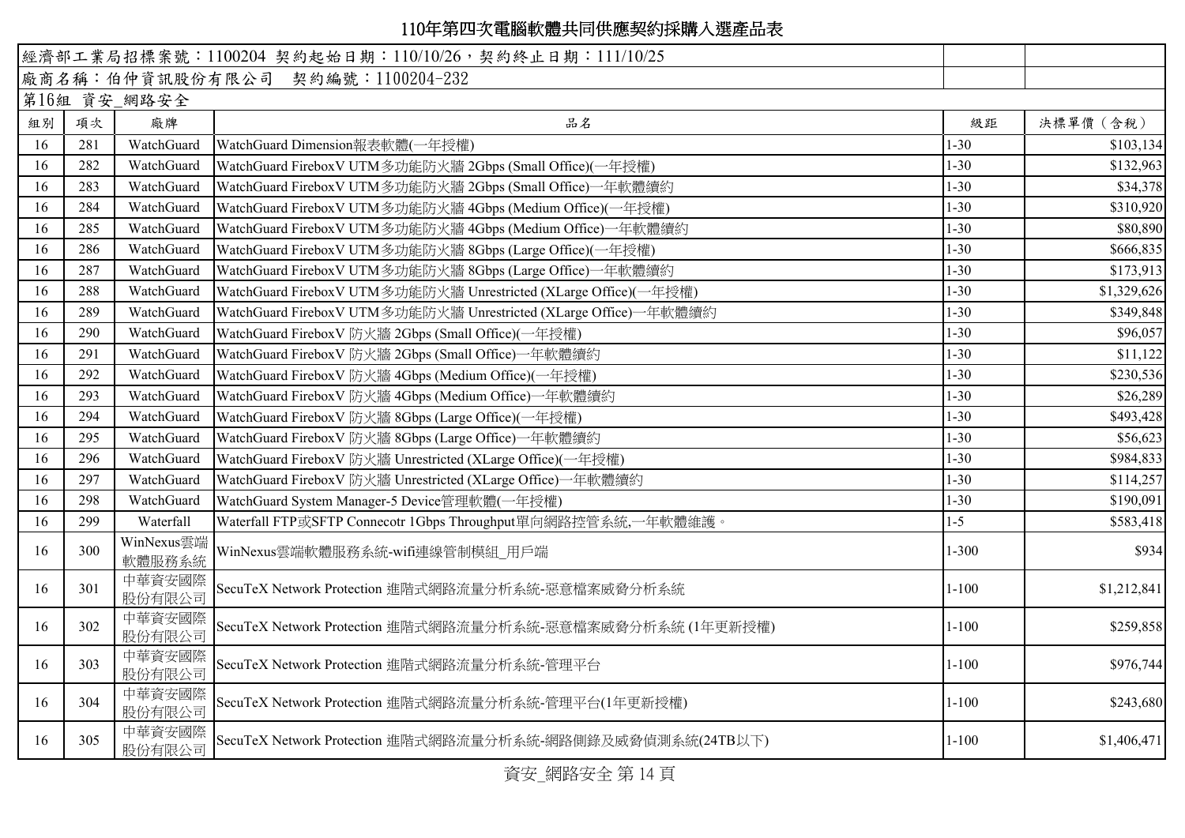# 110年第四次電腦軟體共同供應契約採購入選產品表

| 經濟部工業局招標案號：1100204 契約起始日期：110/10/26，契約終止日期：111/10/25 | | | | | |
|---|---|---|---|---|---|
| 廠商名稱：伯仲資訊股份有限公司　契約編號：1100204-232 | | | | | |
| 第16組 資安_網路安全 | | | | | |
| 組別 | 項次 | 廠牌 | 品名 | 級距 | 決標單價（含稅） |
| 16 | 281 | WatchGuard | WatchGuard Dimension報表軟體(一年授權) | 1-30 | $103,134 |
| 16 | 282 | WatchGuard | WatchGuard FireboxV UTM多功能防火牆 2Gbps (Small Office)(一年授權) | 1-30 | $132,963 |
| 16 | 283 | WatchGuard | WatchGuard FireboxV UTM多功能防火牆 2Gbps (Small Office)一年軟體續約 | 1-30 | $34,378 |
| 16 | 284 | WatchGuard | WatchGuard FireboxV UTM多功能防火牆 4Gbps (Medium Office)(一年授權) | 1-30 | $310,920 |
| 16 | 285 | WatchGuard | WatchGuard FireboxV UTM多功能防火牆 4Gbps (Medium Office)一年軟體續約 | 1-30 | $80,890 |
| 16 | 286 | WatchGuard | WatchGuard FireboxV UTM多功能防火牆 8Gbps (Large Office)(一年授權) | 1-30 | $666,835 |
| 16 | 287 | WatchGuard | WatchGuard FireboxV UTM多功能防火牆 8Gbps (Large Office)一年軟體續約 | 1-30 | $173,913 |
| 16 | 288 | WatchGuard | WatchGuard FireboxV UTM多功能防火牆 Unrestricted (XLarge Office)(一年授權) | 1-30 | $1,329,626 |
| 16 | 289 | WatchGuard | WatchGuard FireboxV UTM多功能防火牆 Unrestricted (XLarge Office)一年軟體續約 | 1-30 | $349,848 |
| 16 | 290 | WatchGuard | WatchGuard FireboxV 防火牆 2Gbps (Small Office)(一年授權) | 1-30 | $96,057 |
| 16 | 291 | WatchGuard | WatchGuard FireboxV 防火牆 2Gbps (Small Office)一年軟體續約 | 1-30 | $11,122 |
| 16 | 292 | WatchGuard | WatchGuard FireboxV 防火牆 4Gbps (Medium Office)(一年授權) | 1-30 | $230,536 |
| 16 | 293 | WatchGuard | WatchGuard FireboxV 防火牆 4Gbps (Medium Office)一年軟體續約 | 1-30 | $26,289 |
| 16 | 294 | WatchGuard | WatchGuard FireboxV 防火牆 8Gbps (Large Office)(一年授權) | 1-30 | $493,428 |
| 16 | 295 | WatchGuard | WatchGuard FireboxV 防火牆 8Gbps (Large Office)一年軟體續約 | 1-30 | $56,623 |
| 16 | 296 | WatchGuard | WatchGuard FireboxV 防火牆 Unrestricted (XLarge Office)(一年授權) | 1-30 | $984,833 |
| 16 | 297 | WatchGuard | WatchGuard FireboxV 防火牆 Unrestricted (XLarge Office)一年軟體續約 | 1-30 | $114,257 |
| 16 | 298 | WatchGuard | WatchGuard System Manager-5 Device管理軟體(一年授權) | 1-30 | $190,091 |
| 16 | 299 | Waterfall | Waterfall FTP或SFTP Connecotr 1Gbps Throughput單向網路控管系統,一年軟體維護。 | 1-5 | $583,418 |
| 16 | 300 | WinNexus雲端軟體服務系統 | WinNexus雲端軟體服務系統-wifi連線管制模組_用戶端 | 1-300 | $934 |
| 16 | 301 | 中華資安國際股份有限公司 | SecuTeX Network Protection 進階式網路流量分析系統-惡意檔案威脅分析系統 | 1-100 | $1,212,841 |
| 16 | 302 | 中華資安國際股份有限公司 | SecuTeX Network Protection 進階式網路流量分析系統-惡意檔案威脅分析系統 (1年更新授權) | 1-100 | $259,858 |
| 16 | 303 | 中華資安國際股份有限公司 | SecuTeX Network Protection 進階式網路流量分析系統-管理平台 | 1-100 | $976,744 |
| 16 | 304 | 中華資安國際股份有限公司 | SecuTeX Network Protection 進階式網路流量分析系統-管理平台(1年更新授權) | 1-100 | $243,680 |
| 16 | 305 | 中華資安國際股份有限公司 | SecuTeX Network Protection 進階式網路流量分析系統-網路側錄及威脅偵測系統(24TB以下) | 1-100 | $1,406,471 |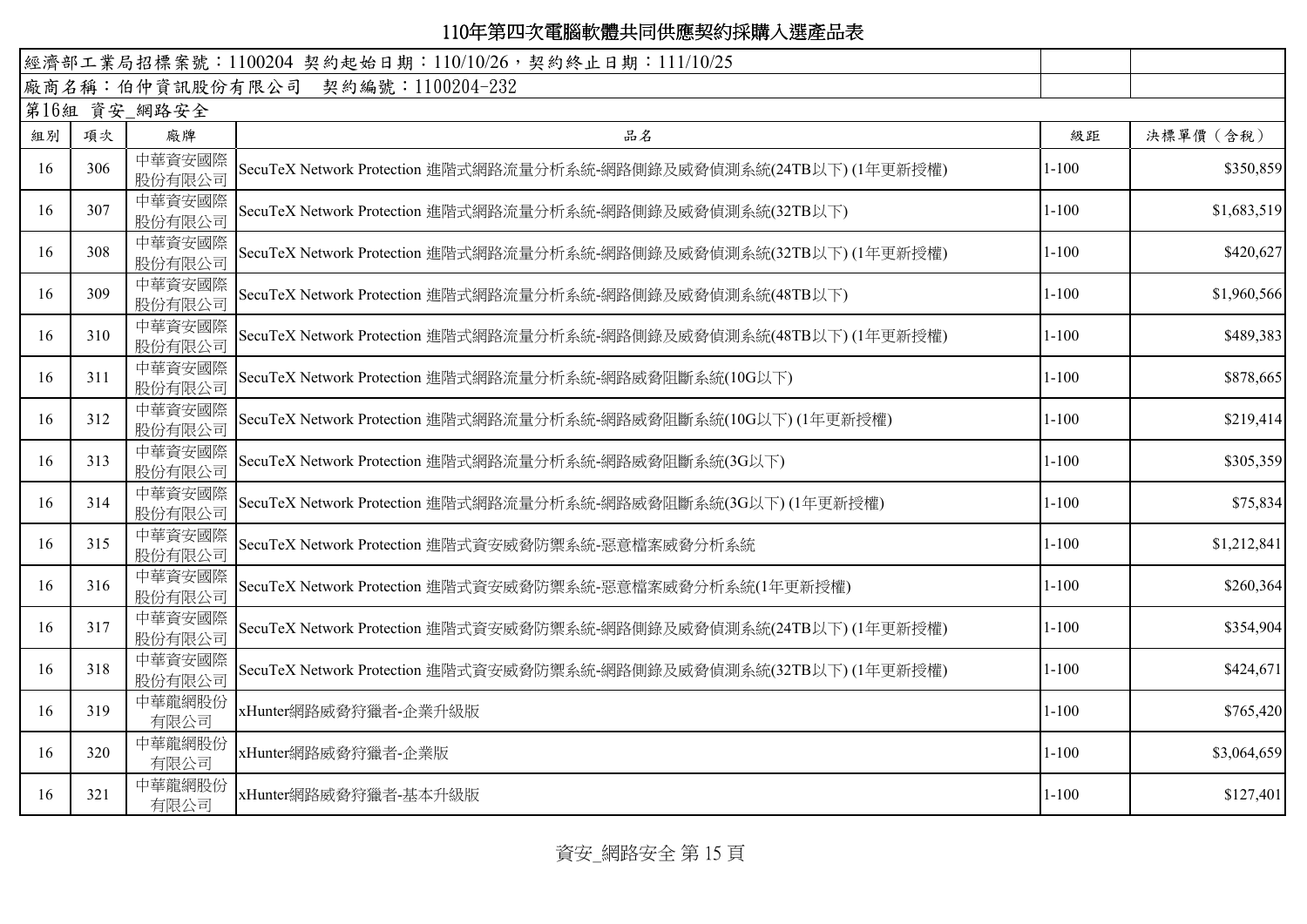# 110年第四次電腦軟體共同供應契約採購入選產品表

| 經濟部工業局招標案號：1100204 契約起始日期：110/10/26，契約終止日期：111/10/25 | | | | | |
|---|---|---|---|---|---|
| 廠商名稱：伯仲資訊股份有限公司　契約編號：1100204-232 | | | | | |
| 第16組 資安_網路安全 | | | | | |
| 組別 | 項次 | 廠牌 | 品名 | 級距 | 決標單價（含稅） |
| 16 | 306 | 中華資安國際股份有限公司 | SecuTeX Network Protection 進階式網路流量分析系統-網路側錄及威脅偵測系統(24TB以下) (1年更新授權) | 1-100 | $350,859 |
| 16 | 307 | 中華資安國際股份有限公司 | SecuTeX Network Protection 進階式網路流量分析系統-網路側錄及威脅偵測系統(32TB以下) | 1-100 | $1,683,519 |
| 16 | 308 | 中華資安國際股份有限公司 | SecuTeX Network Protection 進階式網路流量分析系統-網路側錄及威脅偵測系統(32TB以下) (1年更新授權) | 1-100 | $420,627 |
| 16 | 309 | 中華資安國際股份有限公司 | SecuTeX Network Protection 進階式網路流量分析系統-網路側錄及威脅偵測系統(48TB以下) | 1-100 | $1,960,566 |
| 16 | 310 | 中華資安國際股份有限公司 | SecuTeX Network Protection 進階式網路流量分析系統-網路側錄及威脅偵測系統(48TB以下) (1年更新授權) | 1-100 | $489,383 |
| 16 | 311 | 中華資安國際股份有限公司 | SecuTeX Network Protection 進階式網路流量分析系統-網路威脅阻斷系統(10G以下) | 1-100 | $878,665 |
| 16 | 312 | 中華資安國際股份有限公司 | SecuTeX Network Protection 進階式網路流量分析系統-網路威脅阻斷系統(10G以下) (1年更新授權) | 1-100 | $219,414 |
| 16 | 313 | 中華資安國際股份有限公司 | SecuTeX Network Protection 進階式網路流量分析系統-網路威脅阻斷系統(3G以下) | 1-100 | $305,359 |
| 16 | 314 | 中華資安國際股份有限公司 | SecuTeX Network Protection 進階式網路流量分析系統-網路威脅阻斷系統(3G以下) (1年更新授權) | 1-100 | $75,834 |
| 16 | 315 | 中華資安國際股份有限公司 | SecuTeX Network Protection 進階式資安威脅防禦系統-惡意檔案威脅分析系統 | 1-100 | $1,212,841 |
| 16 | 316 | 中華資安國際股份有限公司 | SecuTeX Network Protection 進階式資安威脅防禦系統-惡意檔案威脅分析系統(1年更新授權) | 1-100 | $260,364 |
| 16 | 317 | 中華資安國際股份有限公司 | SecuTeX Network Protection 進階式資安威脅防禦系統-網路側錄及威脅偵測系統(24TB以下) (1年更新授權) | 1-100 | $354,904 |
| 16 | 318 | 中華資安國際股份有限公司 | SecuTeX Network Protection 進階式資安威脅防禦系統-網路側錄及威脅偵測系統(32TB以下) (1年更新授權) | 1-100 | $424,671 |
| 16 | 319 | 中華龍網股份有限公司 | xHunter網路威脅狩獵者-企業升級版 | 1-100 | $765,420 |
| 16 | 320 | 中華龍網股份有限公司 | xHunter網路威脅狩獵者-企業版 | 1-100 | $3,064,659 |
| 16 | 321 | 中華龍網股份有限公司 | xHunter網路威脅狩獵者-基本升級版 | 1-100 | $127,401 |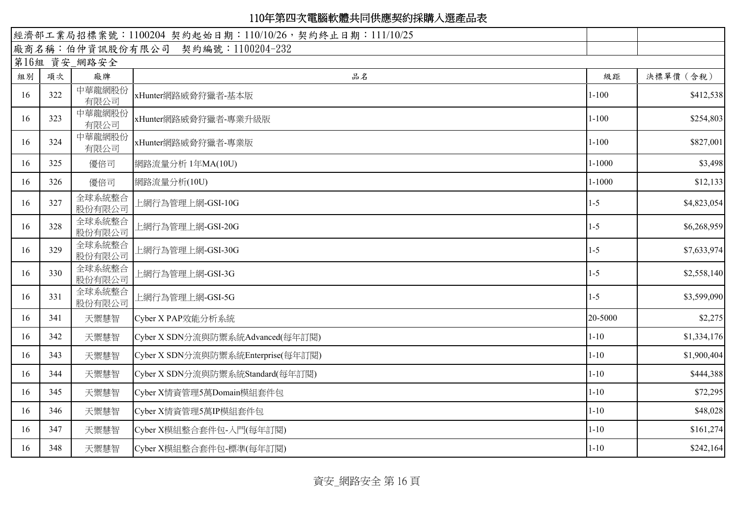# 110年第四次電腦軟體共同供應契約採購入選產品表

經濟部工業局招標案號：1100204 契約起始日期：110/10/26，契約終止日期：111/10/25

廠商名稱：伯仲資訊股份有限公司　契約編號：1100204-232

第16組 資安_網路安全

| 組別 | 項次 | 廠牌 | 品名 | 級距 | 決標單價（含稅） |
|---|---|---|---|---|---|
| 16 | 322 | 中華龍網股份有限公司 | xHunter網路威脅狩獵者-基本版 | 1-100 | $412,538 |
| 16 | 323 | 中華龍網股份有限公司 | xHunter網路威脅狩獵者-專業升級版 | 1-100 | $254,803 |
| 16 | 324 | 中華龍網股份有限公司 | xHunter網路威脅狩獵者-專業版 | 1-100 | $827,001 |
| 16 | 325 | 優倍司 | 網路流量分析 1年MA(10U) | 1-1000 | $3,498 |
| 16 | 326 | 優倍司 | 網路流量分析(10U) | 1-1000 | $12,133 |
| 16 | 327 | 全球系統整合股份有限公司 | 上網行為管理上網-GSI-10G | 1-5 | $4,823,054 |
| 16 | 328 | 全球系統整合股份有限公司 | 上網行為管理上網-GSI-20G | 1-5 | $6,268,959 |
| 16 | 329 | 全球系統整合股份有限公司 | 上網行為管理上網-GSI-30G | 1-5 | $7,633,974 |
| 16 | 330 | 全球系統整合股份有限公司 | 上網行為管理上網-GSI-3G | 1-5 | $2,558,140 |
| 16 | 331 | 全球系統整合股份有限公司 | 上網行為管理上網-GSI-5G | 1-5 | $3,599,090 |
| 16 | 341 | 天禦慧智 | Cyber X PAP效能分析系統 | 20-5000 | $2,275 |
| 16 | 342 | 天禦慧智 | Cyber X SDN分流與防禦系統Advanced(每年訂閱) | 1-10 | $1,334,176 |
| 16 | 343 | 天禦慧智 | Cyber X SDN分流與防禦系統Enterprise(每年訂閱) | 1-10 | $1,900,404 |
| 16 | 344 | 天禦慧智 | Cyber X SDN分流與防禦系統Standard(每年訂閱) | 1-10 | $444,388 |
| 16 | 345 | 天禦慧智 | Cyber X情資管理5萬Domain模組套件包 | 1-10 | $72,295 |
| 16 | 346 | 天禦慧智 | Cyber X情資管理5萬IP模組套件包 | 1-10 | $48,028 |
| 16 | 347 | 天禦慧智 | Cyber X模組整合套件包-入門(每年訂閱) | 1-10 | $161,274 |
| 16 | 348 | 天禦慧智 | Cyber X模組整合套件包-標準(每年訂閱) | 1-10 | $242,164 |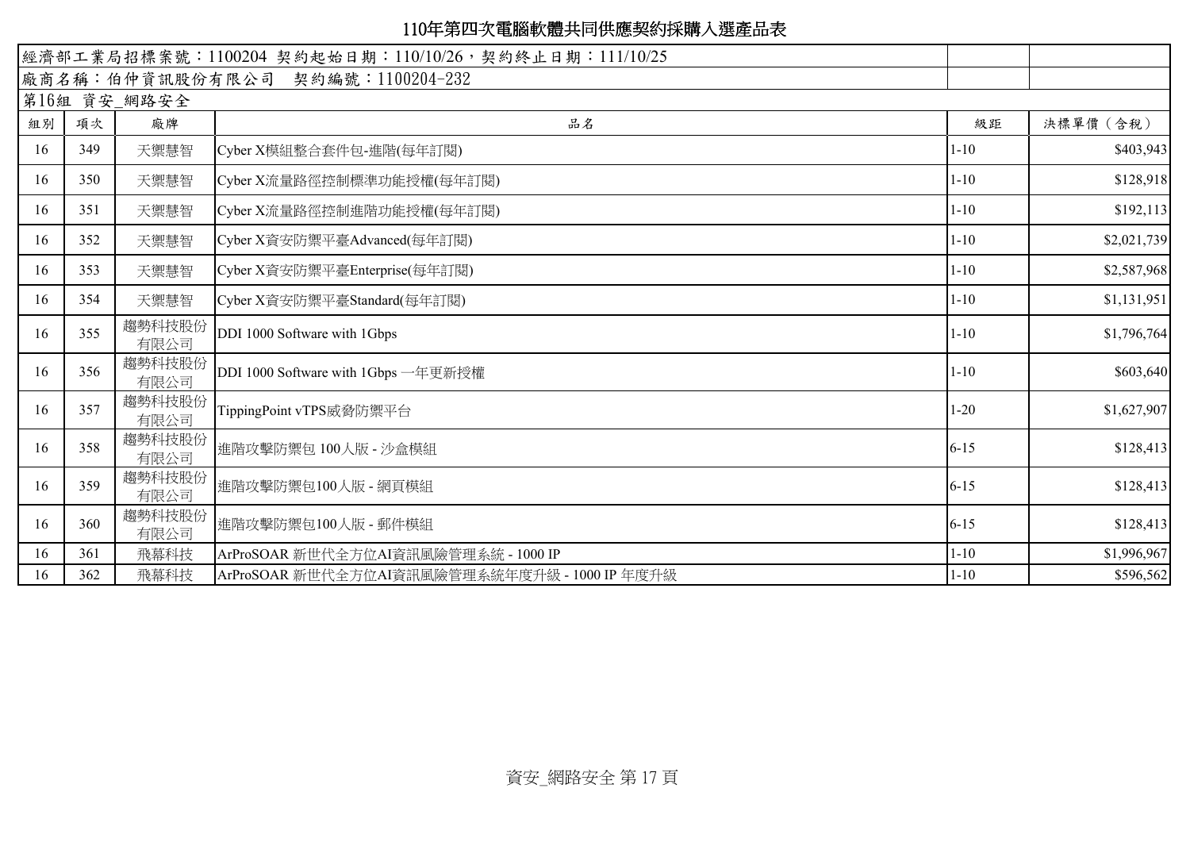# 110年第四次電腦軟體共同供應契約採購入選產品表

| 經濟部工業局招標案號：1100204 契約起始日期：110/10/26，契約終止日期：111/10/25 | | | | | |
|---|---|---|---|---|---|
| 廠商名稱：伯仲資訊股份有限公司　契約編號：1100204-232 | | | | | |
| 第16組 資安_網路安全 | | | | | |
| 組別 | 項次 | 廠牌 | 品名 | 級距 | 決標單價（含稅） |
| 16 | 349 | 天禦慧智 | Cyber X模組整合套件包-進階(每年訂閱) | 1-10 | $403,943 |
| 16 | 350 | 天禦慧智 | Cyber X流量路徑控制標準功能授權(每年訂閱) | 1-10 | $128,918 |
| 16 | 351 | 天禦慧智 | Cyber X流量路徑控制進階功能授權(每年訂閱) | 1-10 | $192,113 |
| 16 | 352 | 天禦慧智 | Cyber X資安防禦平臺Advanced(每年訂閱) | 1-10 | $2,021,739 |
| 16 | 353 | 天禦慧智 | Cyber X資安防禦平臺Enterprise(每年訂閱) | 1-10 | $2,587,968 |
| 16 | 354 | 天禦慧智 | Cyber X資安防禦平臺Standard(每年訂閱) | 1-10 | $1,131,951 |
| 16 | 355 | 趨勢科技股份有限公司 | DDI 1000 Software with 1Gbps | 1-10 | $1,796,764 |
| 16 | 356 | 趨勢科技股份有限公司 | DDI 1000 Software with 1Gbps 一年更新授權 | 1-10 | $603,640 |
| 16 | 357 | 趨勢科技股份有限公司 | TippingPoint vTPS威脅防禦平台 | 1-20 | $1,627,907 |
| 16 | 358 | 趨勢科技股份有限公司 | 進階攻擊防禦包 100人版 - 沙盒模組 | 6-15 | $128,413 |
| 16 | 359 | 趨勢科技股份有限公司 | 進階攻擊防禦包100人版 - 網頁模組 | 6-15 | $128,413 |
| 16 | 360 | 趨勢科技股份有限公司 | 進階攻擊防禦包100人版 - 郵件模組 | 6-15 | $128,413 |
| 16 | 361 | 飛幕科技 | ArProSOAR 新世代全方位AI資訊風險管理系統 - 1000 IP | 1-10 | $1,996,967 |
| 16 | 362 | 飛幕科技 | ArProSOAR 新世代全方位AI資訊風險管理系統年度升級 - 1000 IP 年度升級 | 1-10 | $596,562 |